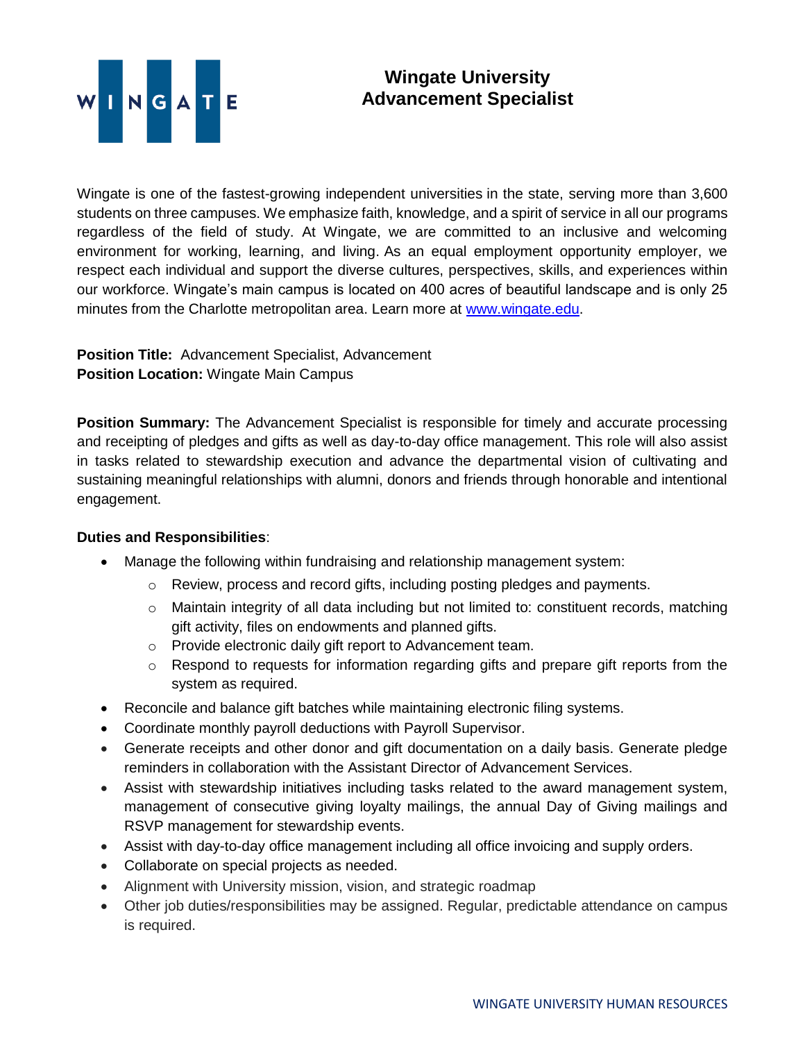# Wingate University
## Advancement Specialist

Wingate is one of the fastest-growing independent universities in the state, serving more than 3,600 students on three campuses. We emphasize faith, knowledge, and a spirit of service in all our programs regardless of the field of study. At Wingate, we are committed to an inclusive and welcoming environment for working, learning, and living. As an equal employment opportunity employer, we respect each individual and support the diverse cultures, perspectives, skills, and experiences within our workforce. Wingate's main campus is located on 400 acres of beautiful landscape and is only 25 minutes from the Charlotte metropolitan area. Learn more at www.wingate.edu.

**Position Title:** Advancement Specialist, Advancement
**Position Location:** Wingate Main Campus

**Position Summary:** The Advancement Specialist is responsible for timely and accurate processing and receipting of pledges and gifts as well as day-to-day office management. This role will also assist in tasks related to stewardship execution and advance the departmental vision of cultivating and sustaining meaningful relationships with alumni, donors and friends through honorable and intentional engagement.

**Duties and Responsibilities**:

- Manage the following within fundraising and relationship management system:
  - Review, process and record gifts, including posting pledges and payments.
  - Maintain integrity of all data including but not limited to: constituent records, matching gift activity, files on endowments and planned gifts.
  - Provide electronic daily gift report to Advancement team.
  - Respond to requests for information regarding gifts and prepare gift reports from the system as required.
- Reconcile and balance gift batches while maintaining electronic filing systems.
- Coordinate monthly payroll deductions with Payroll Supervisor.
- Generate receipts and other donor and gift documentation on a daily basis. Generate pledge reminders in collaboration with the Assistant Director of Advancement Services.
- Assist with stewardship initiatives including tasks related to the award management system, management of consecutive giving loyalty mailings, the annual Day of Giving mailings and RSVP management for stewardship events.
- Assist with day-to-day office management including all office invoicing and supply orders.
- Collaborate on special projects as needed.
- Alignment with University mission, vision, and strategic roadmap
- Other job duties/responsibilities may be assigned. Regular, predictable attendance on campus is required.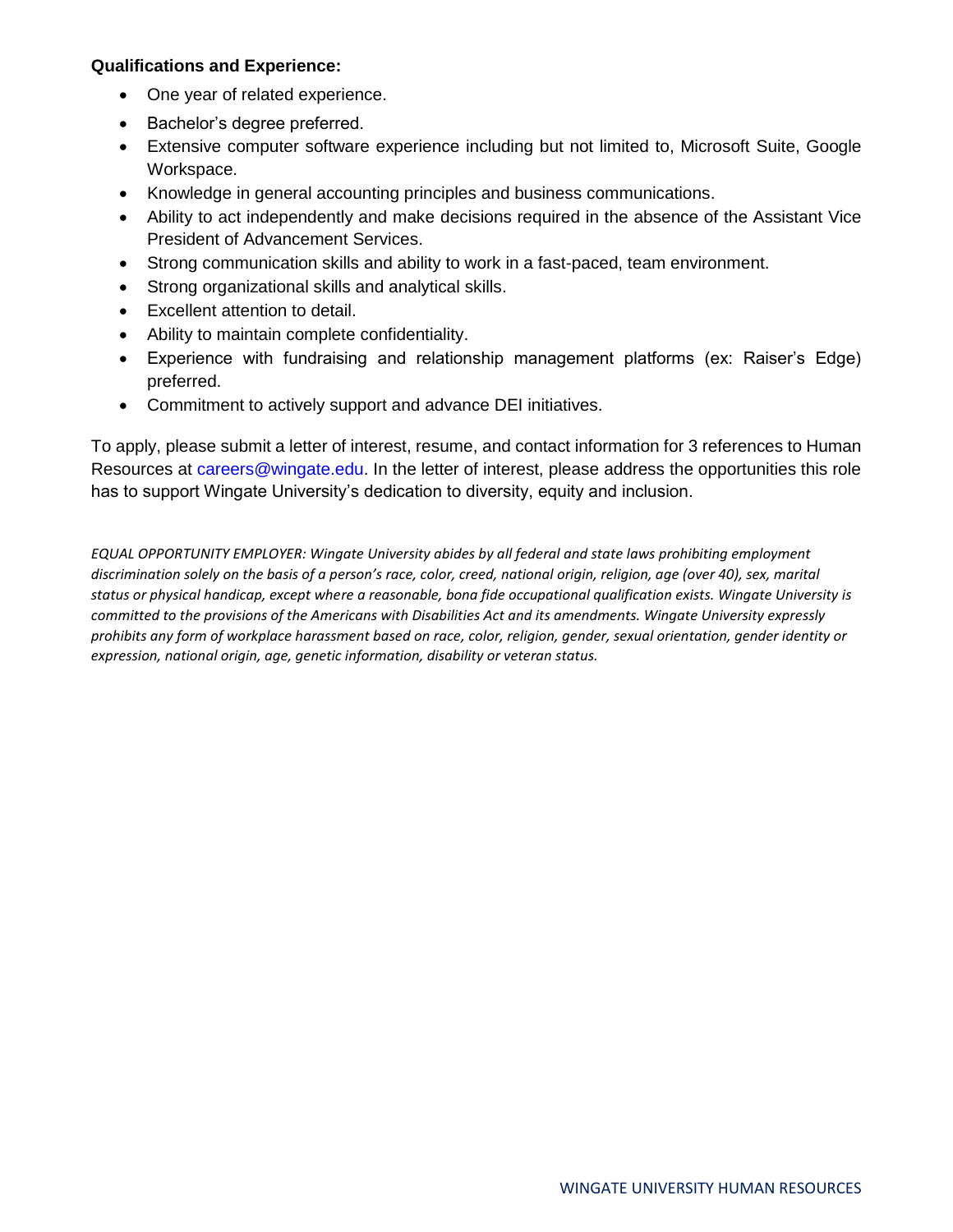**Qualifications and Experience:**

- One year of related experience.
- Bachelor's degree preferred.
- Extensive computer software experience including but not limited to, Microsoft Suite, Google Workspace.
- Knowledge in general accounting principles and business communications.
- Ability to act independently and make decisions required in the absence of the Assistant Vice President of Advancement Services.
- Strong communication skills and ability to work in a fast-paced, team environment.
- Strong organizational skills and analytical skills.
- Excellent attention to detail.
- Ability to maintain complete confidentiality.
- Experience with fundraising and relationship management platforms (ex: Raiser's Edge) preferred.
- Commitment to actively support and advance DEI initiatives.

To apply, please submit a letter of interest, resume, and contact information for 3 references to Human Resources at careers@wingate.edu. In the letter of interest, please address the opportunities this role has to support Wingate University's dedication to diversity, equity and inclusion.

*EQUAL OPPORTUNITY EMPLOYER: Wingate University abides by all federal and state laws prohibiting employment discrimination solely on the basis of a person's race, color, creed, national origin, religion, age (over 40), sex, marital status or physical handicap, except where a reasonable, bona fide occupational qualification exists. Wingate University is committed to the provisions of the Americans with Disabilities Act and its amendments. Wingate University expressly prohibits any form of workplace harassment based on race, color, religion, gender, sexual orientation, gender identity or expression, national origin, age, genetic information, disability or veteran status.*